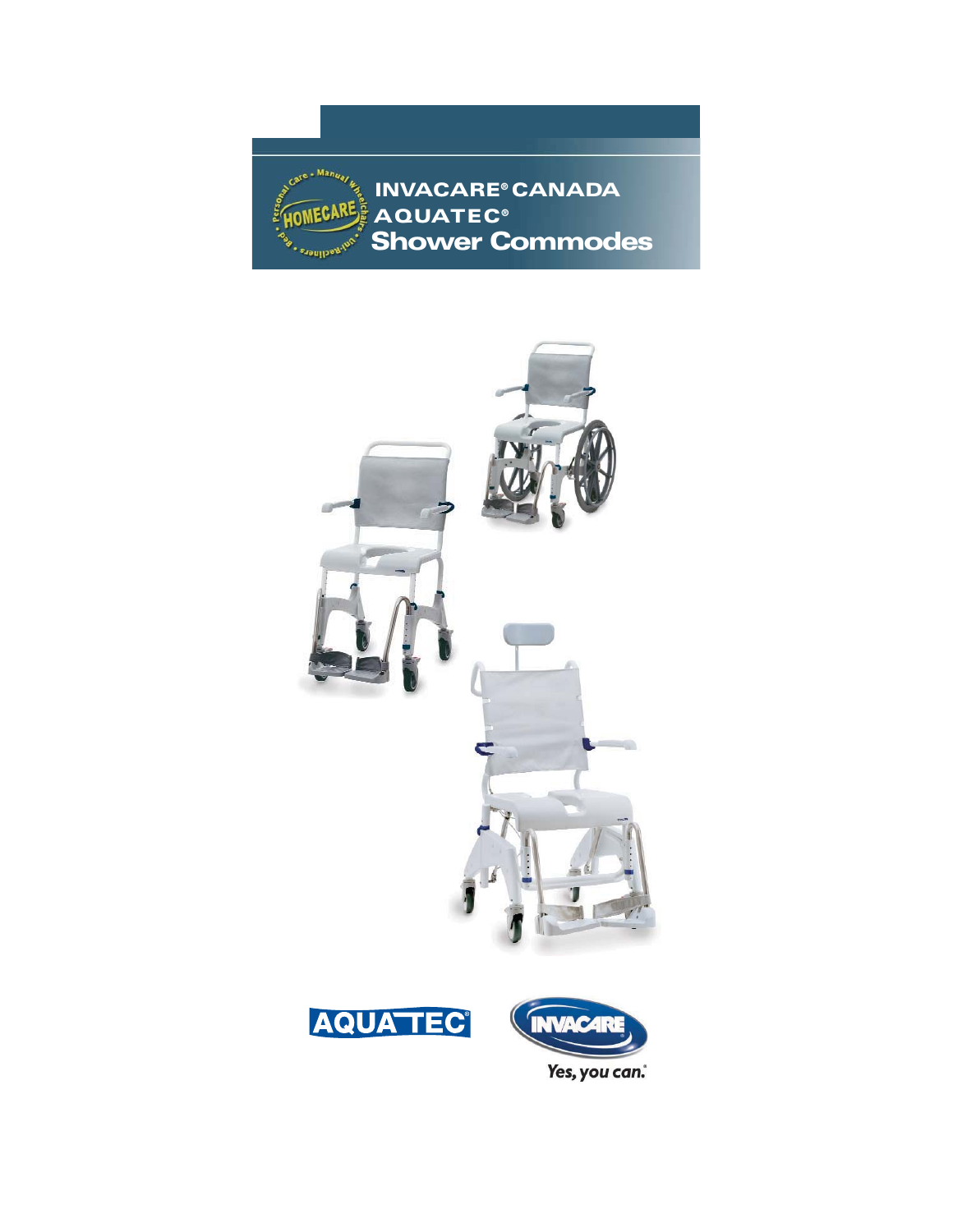# INVACARE® CANADA AQUATEC® Shower Commodes

Personal Care • Manual Wheelchairs • Uni-Recliners • Bed • HOMECARE

AQUATEC®

INVACARE®

*Yes, you can.*®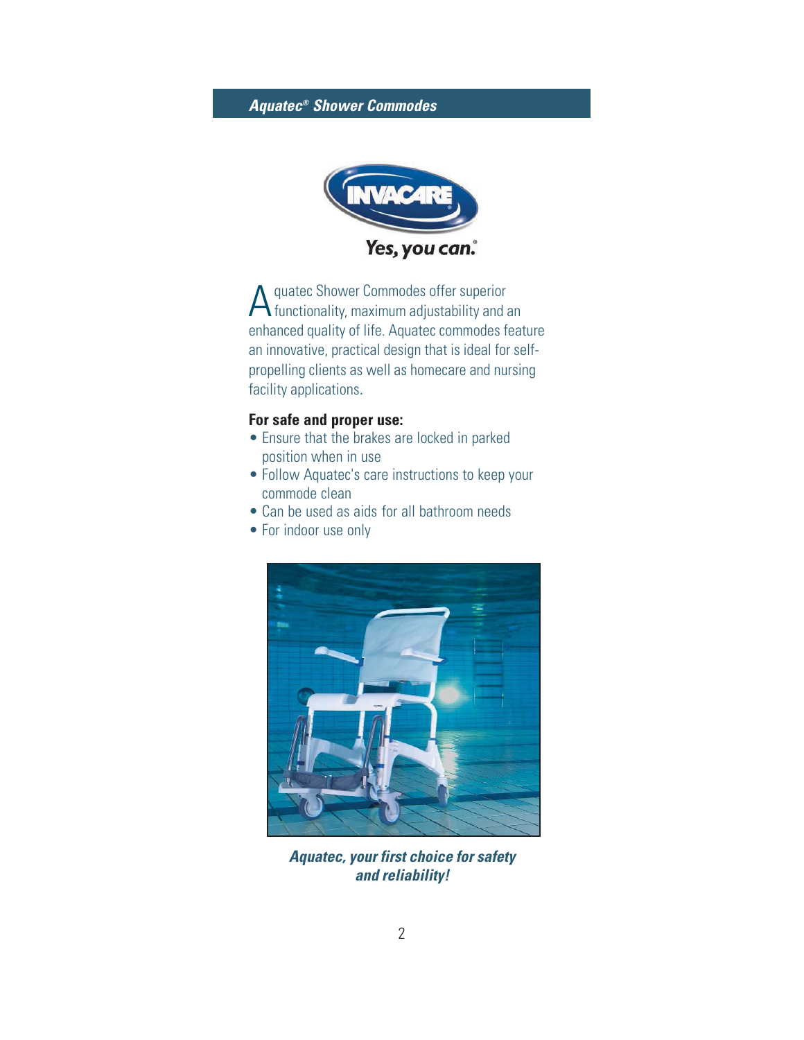## *Aquatec® Shower Commodes*

Yes, you can.®

Aquatec Shower Commodes offer superior functionality, maximum adjustability and an enhanced quality of life. Aquatec commodes feature an innovative, practical design that is ideal for self-propelling clients as well as homecare and nursing facility applications.

**For safe and proper use:**

- Ensure that the brakes are locked in parked position when in use
- Follow Aquatec's care instructions to keep your commode clean
- Can be used as aids for all bathroom needs
- For indoor use only

***Aquatec, your first choice for safety and reliability!***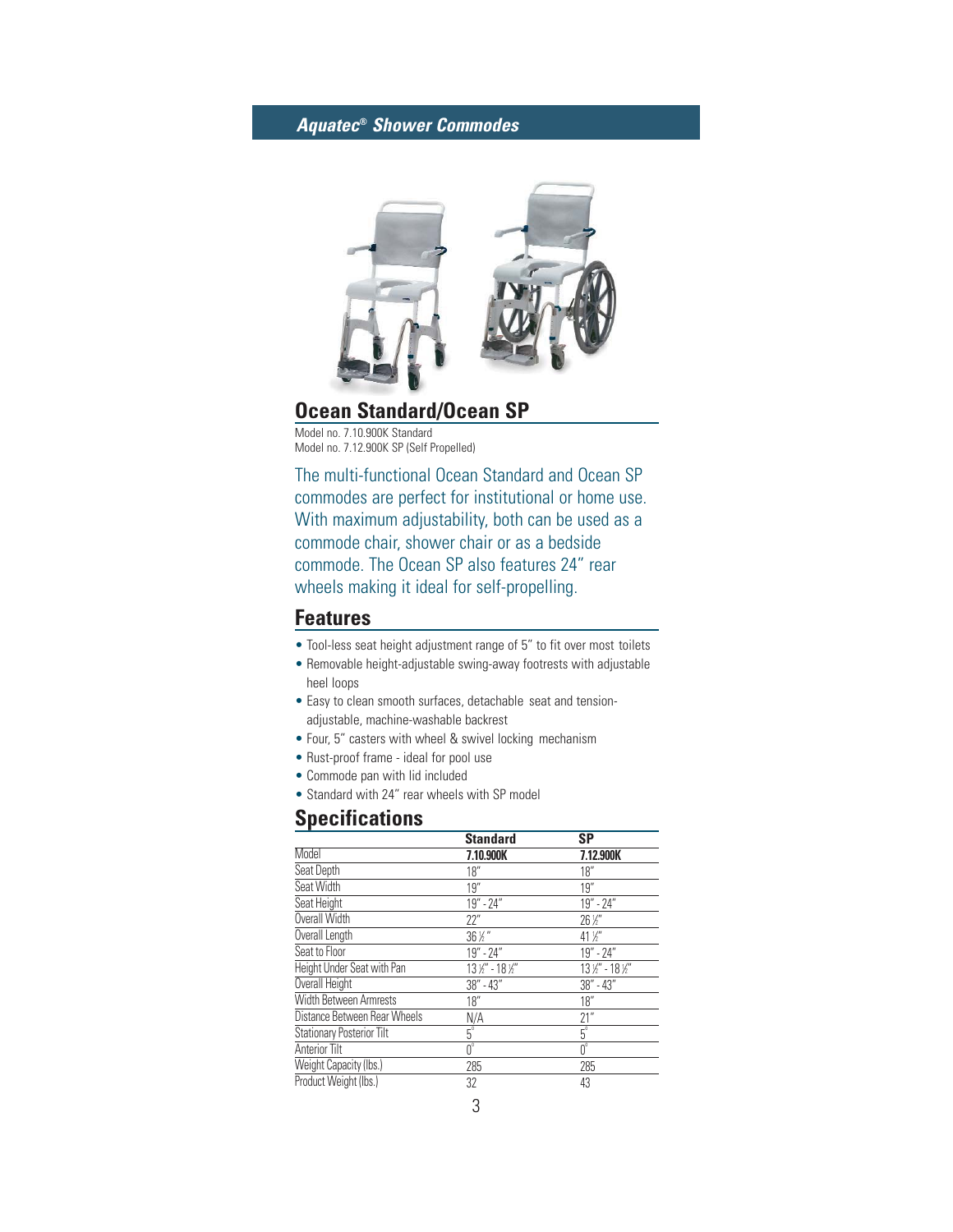## *Aquatec® Shower Commodes*

# Ocean Standard/Ocean SP

Model no. 7.10.900K Standard
Model no. 7.12.900K SP (Self Propelled)

The multi-functional Ocean Standard and Ocean SP commodes are perfect for institutional or home use. With maximum adjustability, both can be used as a commode chair, shower chair or as a bedside commode. The Ocean SP also features 24" rear wheels making it ideal for self-propelling.

## Features

- Tool-less seat height adjustment range of 5" to fit over most toilets
- Removable height-adjustable swing-away footrests with adjustable heel loops
- Easy to clean smooth surfaces, detachable seat and tension-adjustable, machine-washable backrest
- Four, 5" casters with wheel & swivel locking mechanism
- Rust-proof frame - ideal for pool use
- Commode pan with lid included
- Standard with 24" rear wheels with SP model

## Specifications

| | **Standard** | **SP** |
|---|---|---|
| Model | **7.10.900K** | **7.12.900K** |
| Seat Depth | 18" | 18" |
| Seat Width | 19" | 19" |
| Seat Height | 19" - 24" | 19" - 24" |
| Overall Width | 22" | 26 ½" |
| Overall Length | 36 ½" | 41 ½" |
| Seat to Floor | 19" - 24" | 19" - 24" |
| Height Under Seat with Pan | 13 ½" - 18 ½" | 13 ½" - 18 ½" |
| Overall Height | 38" - 43" | 38" - 43" |
| Width Between Armrests | 18" | 18" |
| Distance Between Rear Wheels | N/A | 21" |
| Stationary Posterior Tilt | 5° | 5° |
| Anterior Tilt | 0° | 0° |
| Weight Capacity (lbs.) | 285 | 285 |
| Product Weight (lbs.) | 32 | 43 |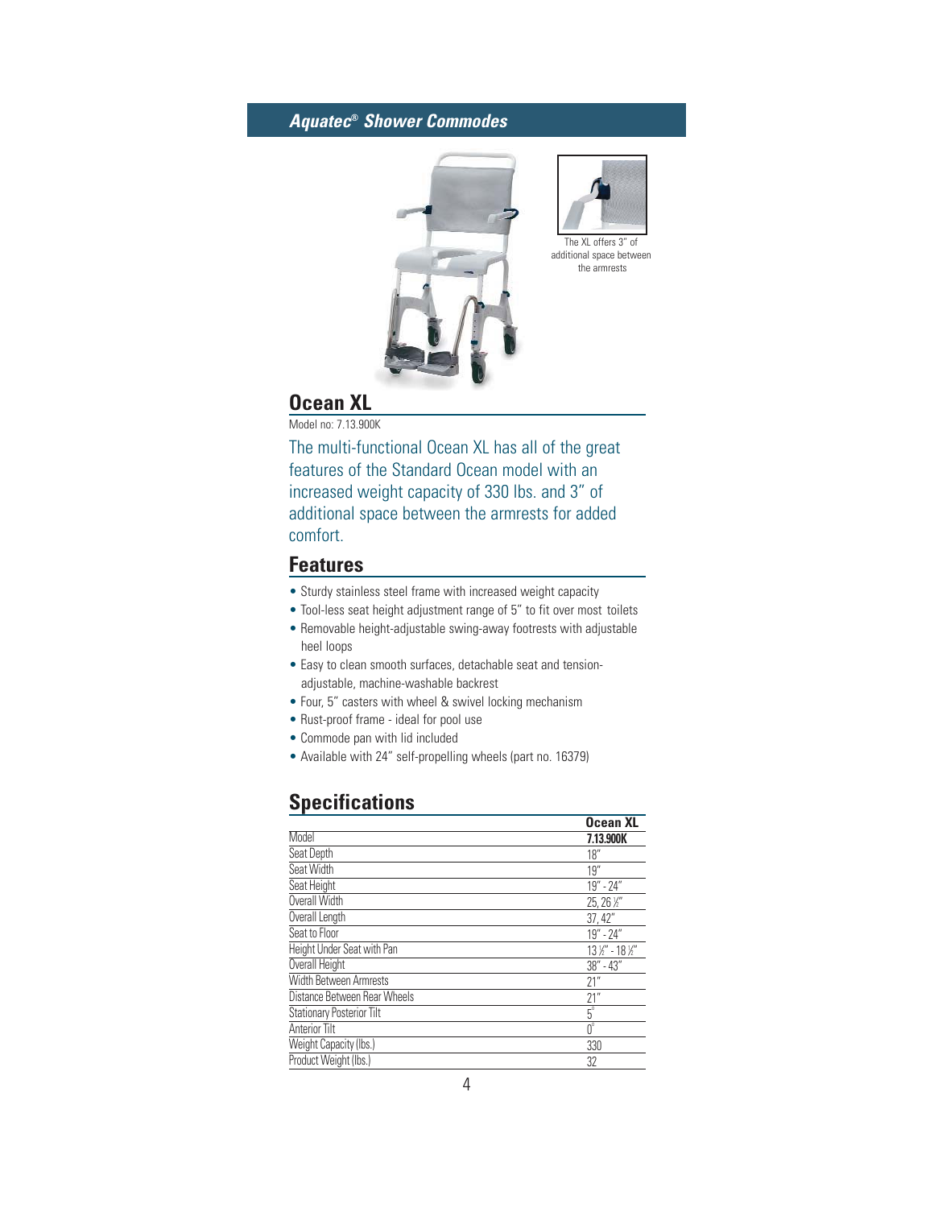## *Aquatec® Shower Commodes*

The XL offers 3" of additional space between the armrests

# Ocean XL

Model no: 7.13.900K

The multi-functional Ocean XL has all of the great features of the Standard Ocean model with an increased weight capacity of 330 lbs. and 3" of additional space between the armrests for added comfort.

## Features

- Sturdy stainless steel frame with increased weight capacity
- Tool-less seat height adjustment range of 5" to fit over most toilets
- Removable height-adjustable swing-away footrests with adjustable heel loops
- Easy to clean smooth surfaces, detachable seat and tension-adjustable, machine-washable backrest
- Four, 5" casters with wheel & swivel locking mechanism
- Rust-proof frame - ideal for pool use
- Commode pan with lid included
- Available with 24" self-propelling wheels (part no. 16379)

## Specifications

| | **Ocean XL** |
|---|---|
| Model | **7.13.900K** |
| Seat Depth | 18" |
| Seat Width | 19" |
| Seat Height | 19" - 24" |
| Overall Width | 25, 26 ½" |
| Overall Length | 37, 42" |
| Seat to Floor | 19" - 24" |
| Height Under Seat with Pan | 13 ½" - 18 ½" |
| Overall Height | 38" - 43" |
| Width Between Armrests | 21" |
| Distance Between Rear Wheels | 21" |
| Stationary Posterior Tilt | 5° |
| Anterior Tilt | 0° |
| Weight Capacity (lbs.) | 330 |
| Product Weight (lbs.) | 32 |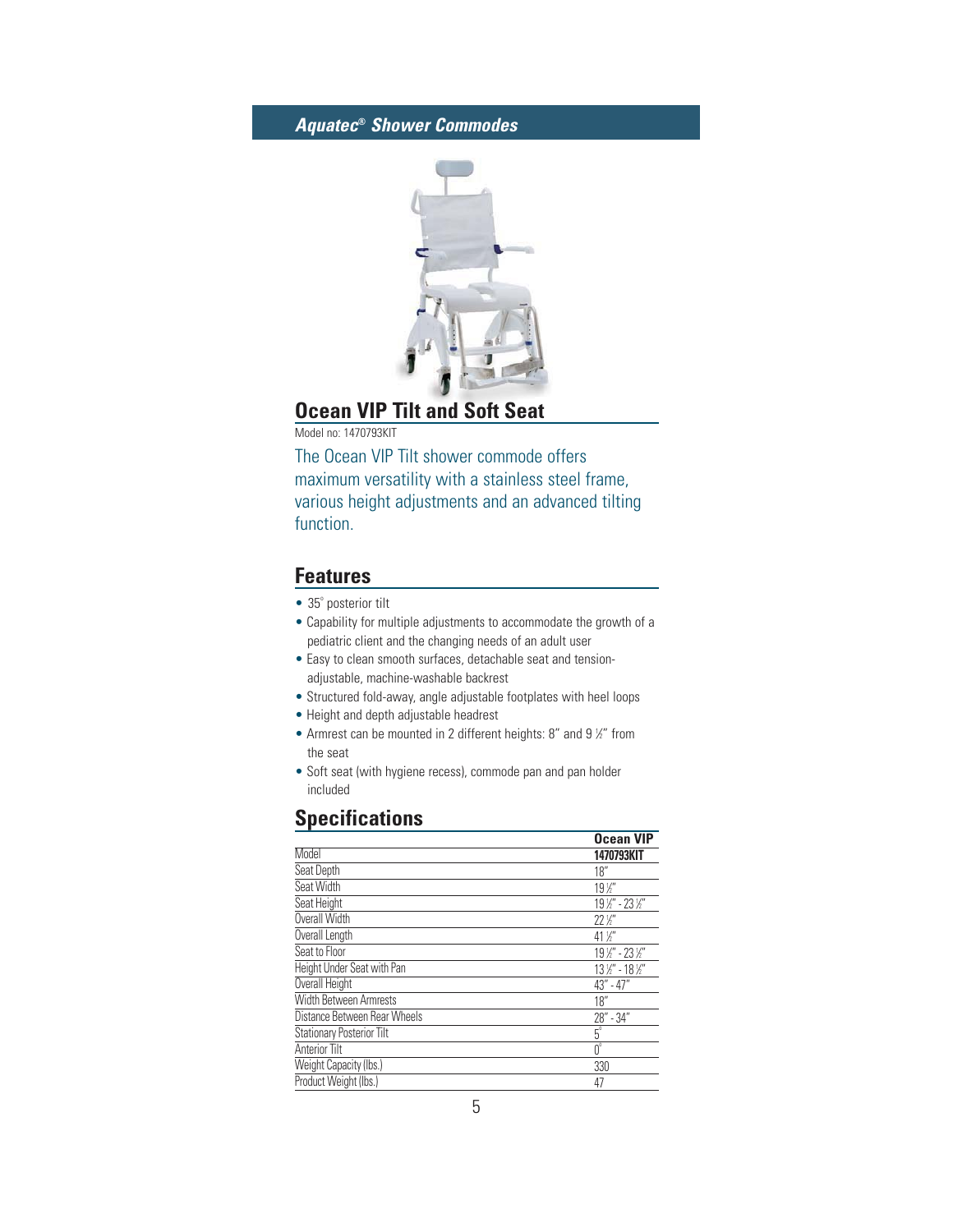## *Aquatec® Shower Commodes*

# Ocean VIP Tilt and Soft Seat

Model no: 1470793KIT

The Ocean VIP Tilt shower commode offers maximum versatility with a stainless steel frame, various height adjustments and an advanced tilting function.

## Features

- 35° posterior tilt
- Capability for multiple adjustments to accommodate the growth of a pediatric client and the changing needs of an adult user
- Easy to clean smooth surfaces, detachable seat and tension-adjustable, machine-washable backrest
- Structured fold-away, angle adjustable footplates with heel loops
- Height and depth adjustable headrest
- Armrest can be mounted in 2 different heights: 8" and 9 ½" from the seat
- Soft seat (with hygiene recess), commode pan and pan holder included

## Specifications

| | **Ocean VIP** |
|---|---|
| Model | **1470793KIT** |
| Seat Depth | 18" |
| Seat Width | 19 ½" |
| Seat Height | 19 ½" - 23 ½" |
| Overall Width | 22 ½" |
| Overall Length | 41 ½" |
| Seat to Floor | 19 ½" - 23 ½" |
| Height Under Seat with Pan | 13 ½" - 18 ½" |
| Overall Height | 43" - 47" |
| Width Between Armrests | 18" |
| Distance Between Rear Wheels | 28" - 34" |
| Stationary Posterior Tilt | 5° |
| Anterior Tilt | 0° |
| Weight Capacity (lbs.) | 330 |
| Product Weight (lbs.) | 47 |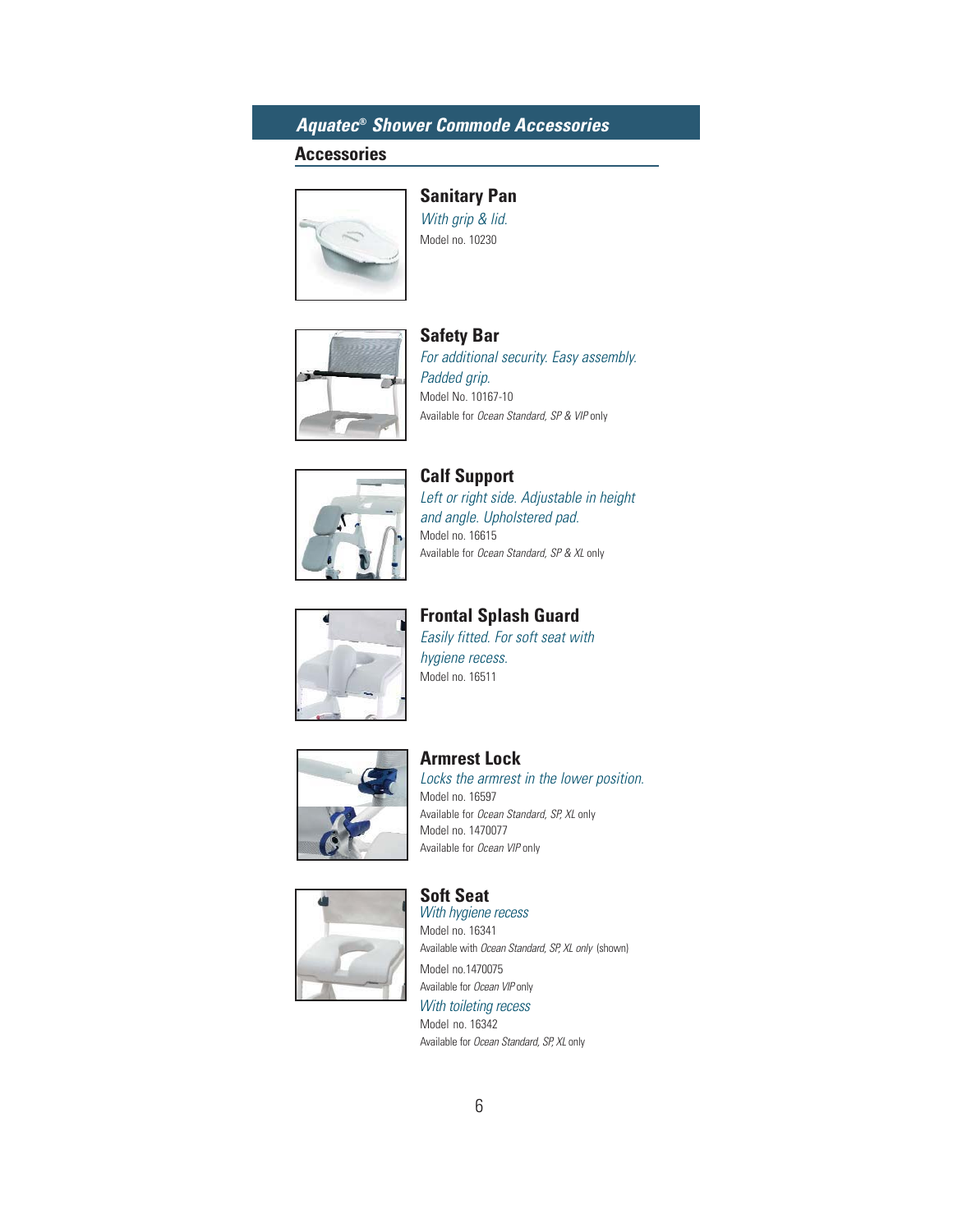# *Aquatec® Shower Commode Accessories*

## Accessories

### Sanitary Pan

*With grip & lid.*

Model no. 10230

### Safety Bar

*For additional security. Easy assembly. Padded grip.*

Model No. 10167-10

Available for *Ocean Standard, SP & VIP* only

### Calf Support

*Left or right side. Adjustable in height and angle. Upholstered pad.*

Model no. 16615

Available for *Ocean Standard, SP & XL* only

### Frontal Splash Guard

*Easily fitted. For soft seat with hygiene recess.*

Model no. 16511

### Armrest Lock

*Locks the armrest in the lower position.*

Model no. 16597

Available for *Ocean Standard, SP, XL* only

Model no. 1470077

Available for *Ocean VIP* only

### Soft Seat

*With hygiene recess*

Model no. 16341

Available with *Ocean Standard, SP, XL only* (shown)

Model no.1470075

Available for *Ocean VIP* only

*With toileting recess*

Model no. 16342

Available for *Ocean Standard, SP, XL* only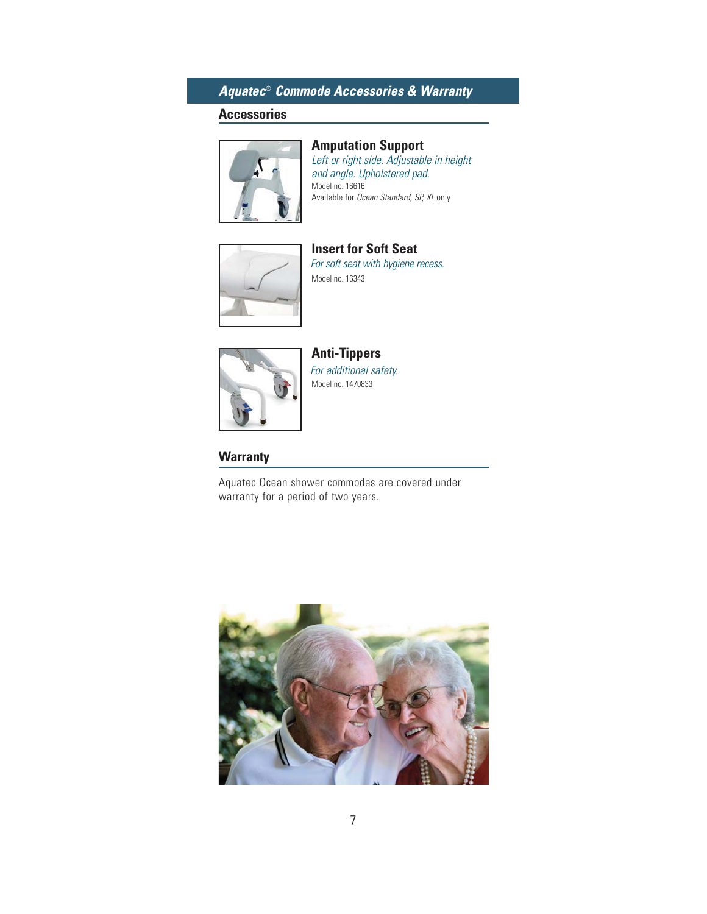# *Aquatec® Commode Accessories & Warranty*

## Accessories

### Amputation Support

*Left or right side. Adjustable in height and angle. Upholstered pad.*

Model no. 16616

Available for *Ocean Standard, SP, XL* only

### Insert for Soft Seat

*For soft seat with hygiene recess.*

Model no. 16343

### Anti-Tippers

*For additional safety.*

Model no. 1470833

## Warranty

Aquatec Ocean shower commodes are covered under warranty for a period of two years.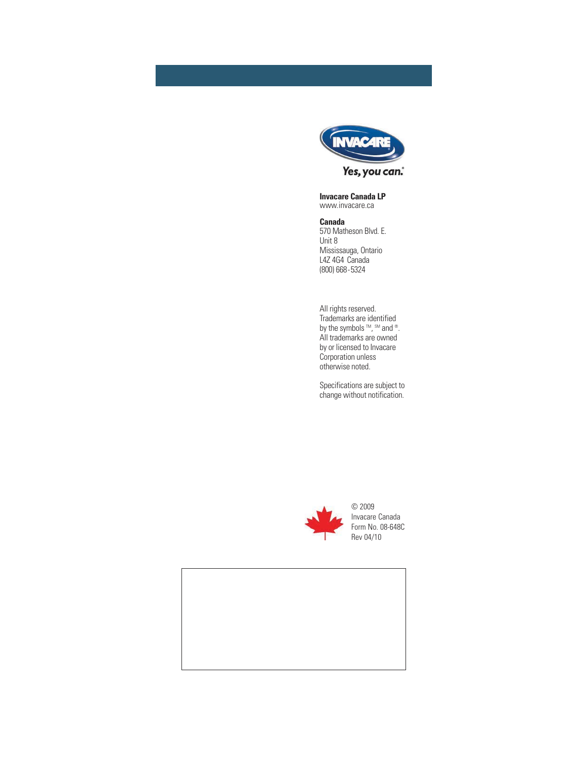INVACARE

*Yes, you can.®*

**Invacare Canada LP**
www.invacare.ca

**Canada**
570 Matheson Blvd. E.
Unit 8
Mississauga, Ontario
L4Z 4G4 Canada
(800) 668-5324

All rights reserved. Trademarks are identified by the symbols ™, ℠ and ®. All trademarks are owned by or licensed to Invacare Corporation unless otherwise noted.

Specifications are subject to change without notification.

© 2009
Invacare Canada
Form No. 08-648C
Rev 04/10